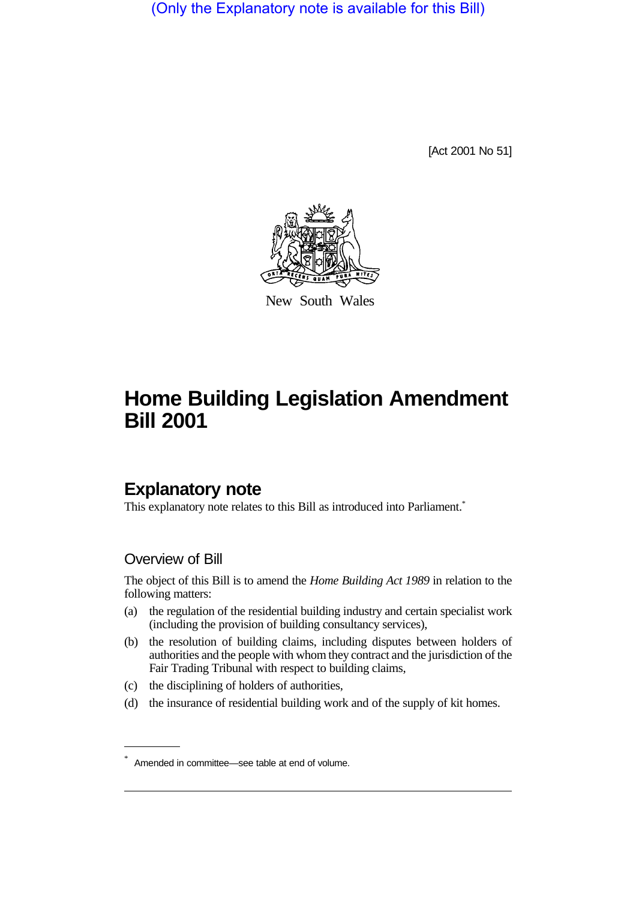(Only the Explanatory note is available for this Bill)

[Act 2001 No 51]

New South Wales

# Home Building Legislation Amendment Bill 2001

## Explanatory note

This explanatory note relates to this Bill as introduced into Parliament.*

### Overview of Bill

The object of this Bill is to amend the *Home Building Act 1989* in relation to the following matters:

(a) the regulation of the residential building industry and certain specialist work (including the provision of building consultancy services),

(b) the resolution of building claims, including disputes between holders of authorities and the people with whom they contract and the jurisdiction of the Fair Trading Tribunal with respect to building claims,

(c) the disciplining of holders of authorities,

(d) the insurance of residential building work and of the supply of kit homes.

* Amended in committee—see table at end of volume.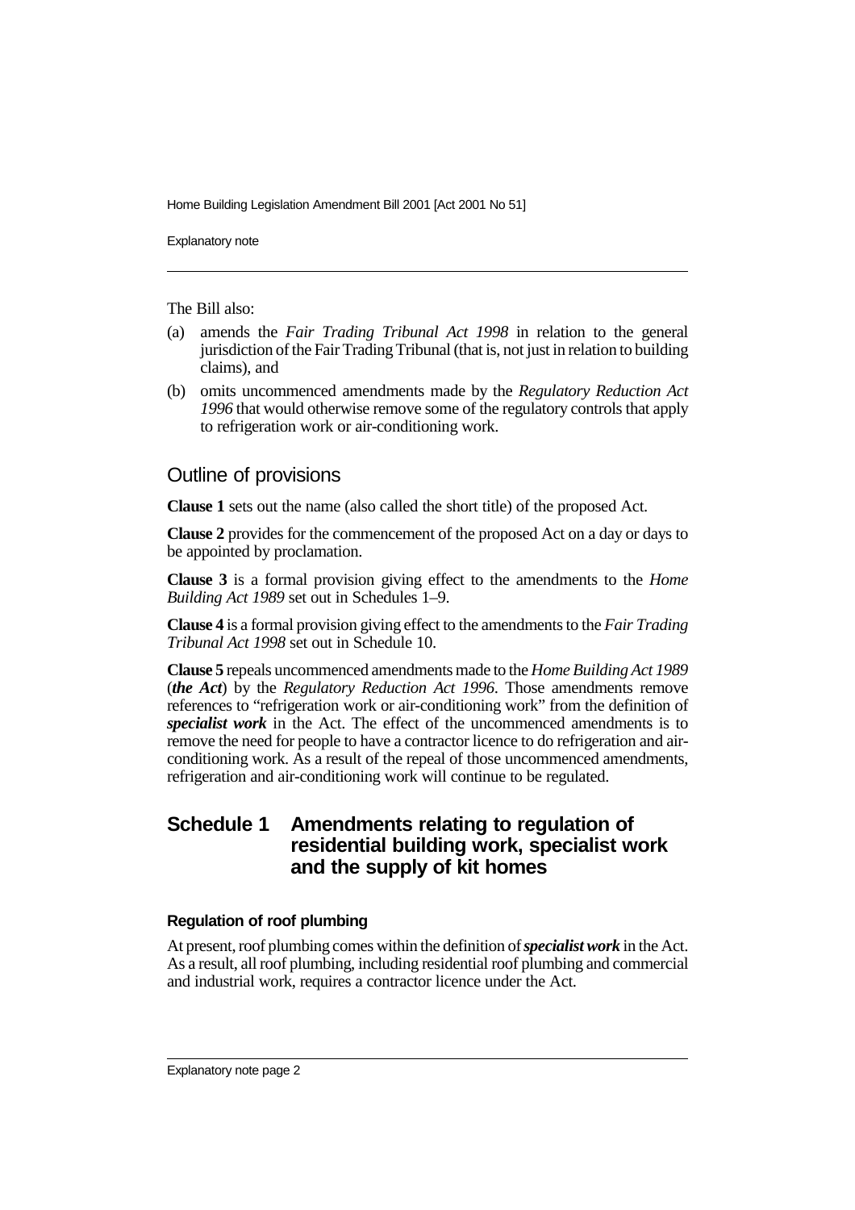The Bill also:

(a) amends the *Fair Trading Tribunal Act 1998* in relation to the general jurisdiction of the Fair Trading Tribunal (that is, not just in relation to building claims), and

(b) omits uncommenced amendments made by the *Regulatory Reduction Act 1996* that would otherwise remove some of the regulatory controls that apply to refrigeration work or air-conditioning work.

## Outline of provisions

**Clause 1** sets out the name (also called the short title) of the proposed Act.

**Clause 2** provides for the commencement of the proposed Act on a day or days to be appointed by proclamation.

**Clause 3** is a formal provision giving effect to the amendments to the *Home Building Act 1989* set out in Schedules 1–9.

**Clause 4** is a formal provision giving effect to the amendments to the *Fair Trading Tribunal Act 1998* set out in Schedule 10.

**Clause 5** repeals uncommenced amendments made to the *Home Building Act 1989* (***the Act***) by the *Regulatory Reduction Act 1996*. Those amendments remove references to "refrigeration work or air-conditioning work" from the definition of ***specialist work*** in the Act. The effect of the uncommenced amendments is to remove the need for people to have a contractor licence to do refrigeration and air-conditioning work. As a result of the repeal of those uncommenced amendments, refrigeration and air-conditioning work will continue to be regulated.

## Schedule 1 Amendments relating to regulation of residential building work, specialist work and the supply of kit homes

### Regulation of roof plumbing

At present, roof plumbing comes within the definition of ***specialist work*** in the Act. As a result, all roof plumbing, including residential roof plumbing and commercial and industrial work, requires a contractor licence under the Act.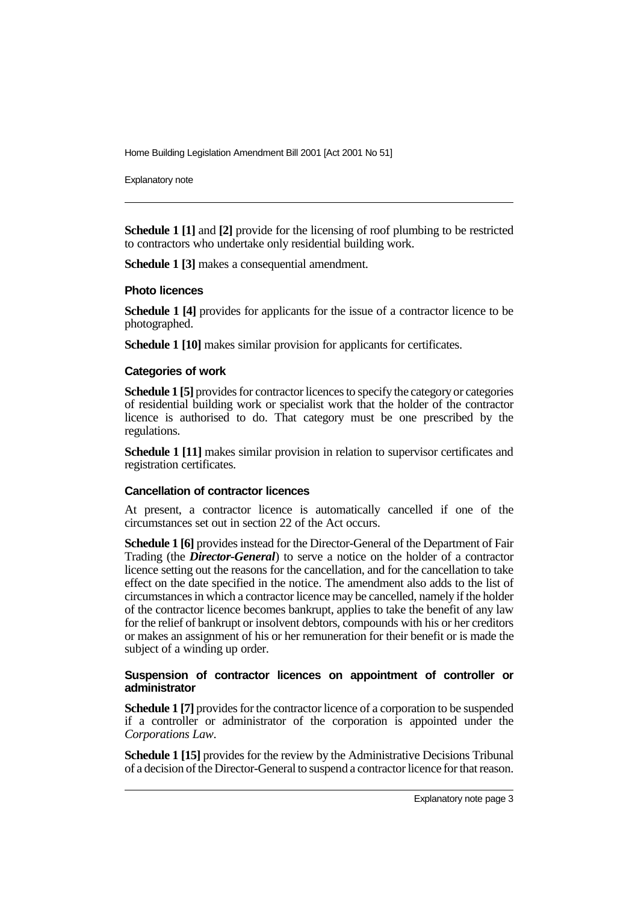**Schedule 1 [1]** and **[2]** provide for the licensing of roof plumbing to be restricted to contractors who undertake only residential building work.

**Schedule 1 [3]** makes a consequential amendment.

### Photo licences

**Schedule 1 [4]** provides for applicants for the issue of a contractor licence to be photographed.

**Schedule 1 [10]** makes similar provision for applicants for certificates.

### Categories of work

**Schedule 1 [5]** provides for contractor licences to specify the category or categories of residential building work or specialist work that the holder of the contractor licence is authorised to do. That category must be one prescribed by the regulations.

**Schedule 1 [11]** makes similar provision in relation to supervisor certificates and registration certificates.

### Cancellation of contractor licences

At present, a contractor licence is automatically cancelled if one of the circumstances set out in section 22 of the Act occurs.

**Schedule 1 [6]** provides instead for the Director-General of the Department of Fair Trading (the ***Director-General***) to serve a notice on the holder of a contractor licence setting out the reasons for the cancellation, and for the cancellation to take effect on the date specified in the notice. The amendment also adds to the list of circumstances in which a contractor licence may be cancelled, namely if the holder of the contractor licence becomes bankrupt, applies to take the benefit of any law for the relief of bankrupt or insolvent debtors, compounds with his or her creditors or makes an assignment of his or her remuneration for their benefit or is made the subject of a winding up order.

### Suspension of contractor licences on appointment of controller or administrator

**Schedule 1 [7]** provides for the contractor licence of a corporation to be suspended if a controller or administrator of the corporation is appointed under the *Corporations Law*.

**Schedule 1 [15]** provides for the review by the Administrative Decisions Tribunal of a decision of the Director-General to suspend a contractor licence for that reason.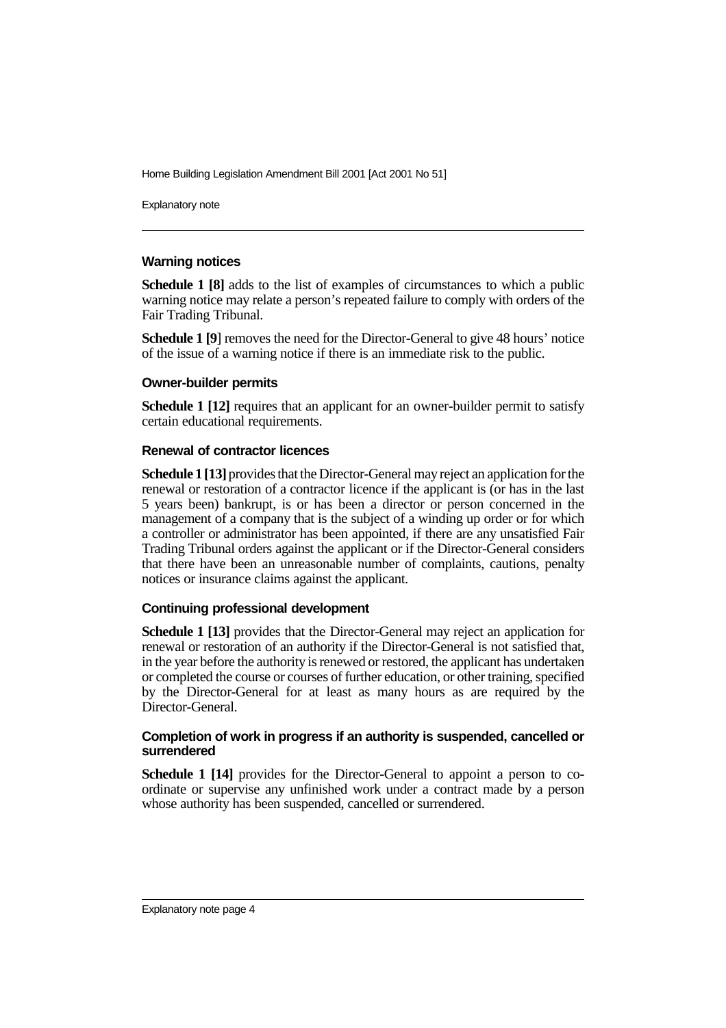### Warning notices

**Schedule 1 [8]** adds to the list of examples of circumstances to which a public warning notice may relate a person's repeated failure to comply with orders of the Fair Trading Tribunal.

**Schedule 1 [9]** removes the need for the Director-General to give 48 hours' notice of the issue of a warning notice if there is an immediate risk to the public.

### Owner-builder permits

**Schedule 1 [12]** requires that an applicant for an owner-builder permit to satisfy certain educational requirements.

### Renewal of contractor licences

**Schedule 1 [13]** provides that the Director-General may reject an application for the renewal or restoration of a contractor licence if the applicant is (or has in the last 5 years been) bankrupt, is or has been a director or person concerned in the management of a company that is the subject of a winding up order or for which a controller or administrator has been appointed, if there are any unsatisfied Fair Trading Tribunal orders against the applicant or if the Director-General considers that there have been an unreasonable number of complaints, cautions, penalty notices or insurance claims against the applicant.

### Continuing professional development

**Schedule 1 [13]** provides that the Director-General may reject an application for renewal or restoration of an authority if the Director-General is not satisfied that, in the year before the authority is renewed or restored, the applicant has undertaken or completed the course or courses of further education, or other training, specified by the Director-General for at least as many hours as are required by the Director-General.

### Completion of work in progress if an authority is suspended, cancelled or surrendered

**Schedule 1 [14]** provides for the Director-General to appoint a person to co-ordinate or supervise any unfinished work under a contract made by a person whose authority has been suspended, cancelled or surrendered.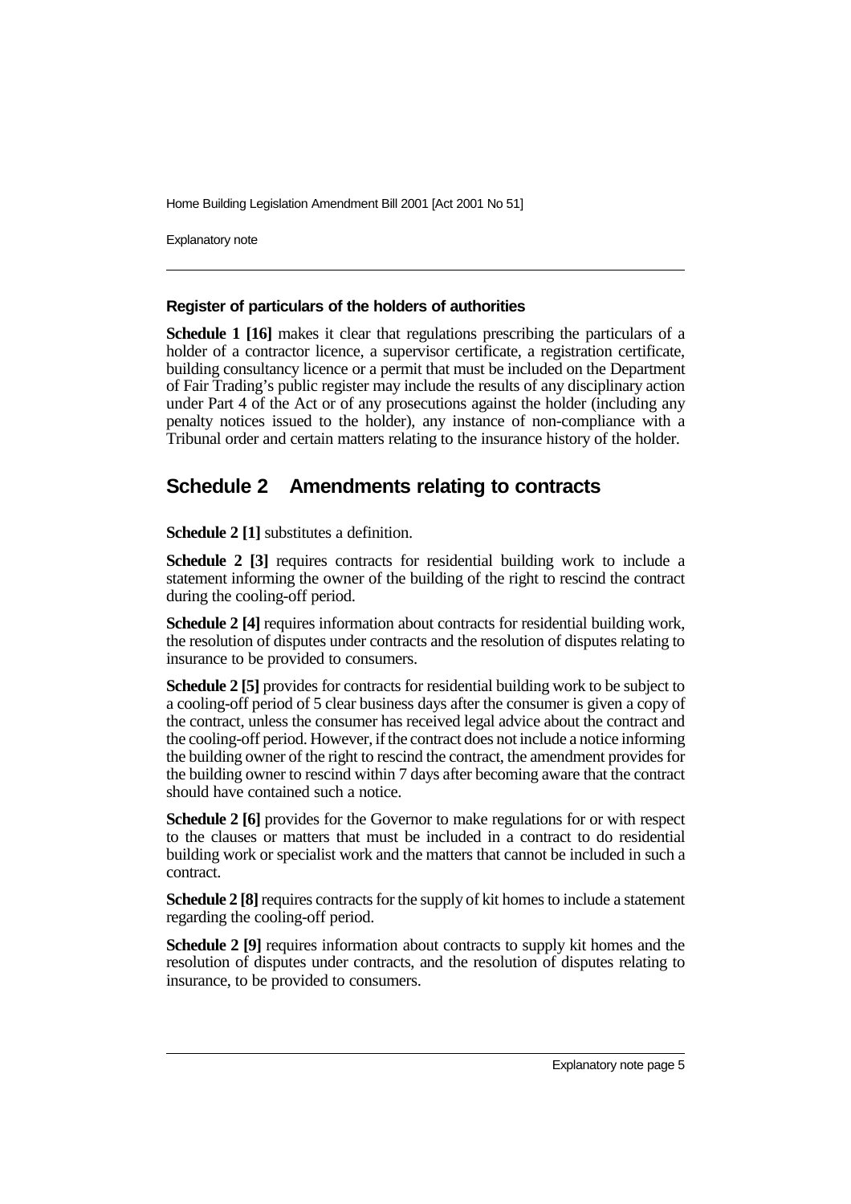### Register of particulars of the holders of authorities

**Schedule 1 [16]** makes it clear that regulations prescribing the particulars of a holder of a contractor licence, a supervisor certificate, a registration certificate, building consultancy licence or a permit that must be included on the Department of Fair Trading's public register may include the results of any disciplinary action under Part 4 of the Act or of any prosecutions against the holder (including any penalty notices issued to the holder), any instance of non-compliance with a Tribunal order and certain matters relating to the insurance history of the holder.

## Schedule 2 Amendments relating to contracts

**Schedule 2 [1]** substitutes a definition.

**Schedule 2 [3]** requires contracts for residential building work to include a statement informing the owner of the building of the right to rescind the contract during the cooling-off period.

**Schedule 2 [4]** requires information about contracts for residential building work, the resolution of disputes under contracts and the resolution of disputes relating to insurance to be provided to consumers.

**Schedule 2 [5]** provides for contracts for residential building work to be subject to a cooling-off period of 5 clear business days after the consumer is given a copy of the contract, unless the consumer has received legal advice about the contract and the cooling-off period. However, if the contract does not include a notice informing the building owner of the right to rescind the contract, the amendment provides for the building owner to rescind within 7 days after becoming aware that the contract should have contained such a notice.

**Schedule 2 [6]** provides for the Governor to make regulations for or with respect to the clauses or matters that must be included in a contract to do residential building work or specialist work and the matters that cannot be included in such a contract.

**Schedule 2 [8]** requires contracts for the supply of kit homes to include a statement regarding the cooling-off period.

**Schedule 2 [9]** requires information about contracts to supply kit homes and the resolution of disputes under contracts, and the resolution of disputes relating to insurance, to be provided to consumers.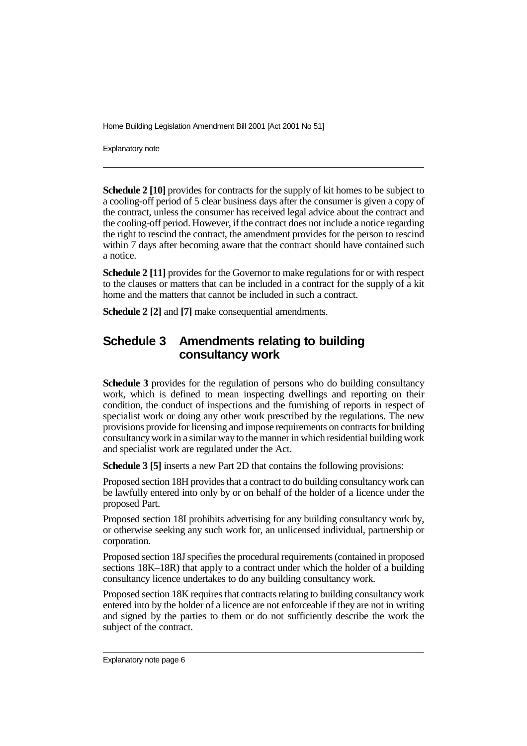**Schedule 2 [10]** provides for contracts for the supply of kit homes to be subject to a cooling-off period of 5 clear business days after the consumer is given a copy of the contract, unless the consumer has received legal advice about the contract and the cooling-off period. However, if the contract does not include a notice regarding the right to rescind the contract, the amendment provides for the person to rescind within 7 days after becoming aware that the contract should have contained such a notice.

**Schedule 2 [11]** provides for the Governor to make regulations for or with respect to the clauses or matters that can be included in a contract for the supply of a kit home and the matters that cannot be included in such a contract.

**Schedule 2 [2]** and **[7]** make consequential amendments.

## Schedule 3 Amendments relating to building consultancy work

**Schedule 3** provides for the regulation of persons who do building consultancy work, which is defined to mean inspecting dwellings and reporting on their condition, the conduct of inspections and the furnishing of reports in respect of specialist work or doing any other work prescribed by the regulations. The new provisions provide for licensing and impose requirements on contracts for building consultancy work in a similar way to the manner in which residential building work and specialist work are regulated under the Act.

**Schedule 3 [5]** inserts a new Part 2D that contains the following provisions:

Proposed section 18H provides that a contract to do building consultancy work can be lawfully entered into only by or on behalf of the holder of a licence under the proposed Part.

Proposed section 18I prohibits advertising for any building consultancy work by, or otherwise seeking any such work for, an unlicensed individual, partnership or corporation.

Proposed section 18J specifies the procedural requirements (contained in proposed sections 18K–18R) that apply to a contract under which the holder of a building consultancy licence undertakes to do any building consultancy work.

Proposed section 18K requires that contracts relating to building consultancy work entered into by the holder of a licence are not enforceable if they are not in writing and signed by the parties to them or do not sufficiently describe the work the subject of the contract.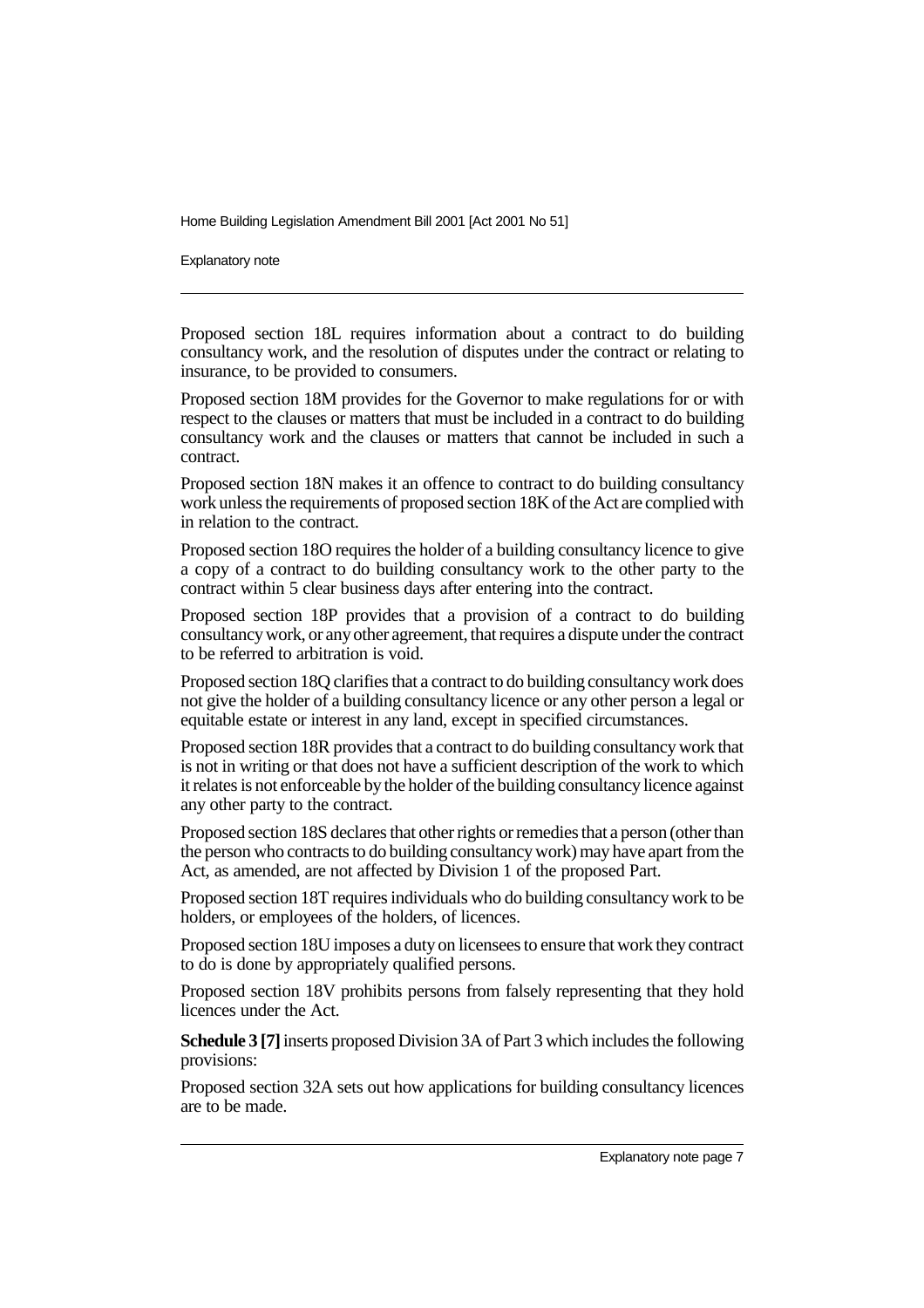Proposed section 18L requires information about a contract to do building consultancy work, and the resolution of disputes under the contract or relating to insurance, to be provided to consumers.

Proposed section 18M provides for the Governor to make regulations for or with respect to the clauses or matters that must be included in a contract to do building consultancy work and the clauses or matters that cannot be included in such a contract.

Proposed section 18N makes it an offence to contract to do building consultancy work unless the requirements of proposed section 18K of the Act are complied with in relation to the contract.

Proposed section 18O requires the holder of a building consultancy licence to give a copy of a contract to do building consultancy work to the other party to the contract within 5 clear business days after entering into the contract.

Proposed section 18P provides that a provision of a contract to do building consultancy work, or any other agreement, that requires a dispute under the contract to be referred to arbitration is void.

Proposed section 18Q clarifies that a contract to do building consultancy work does not give the holder of a building consultancy licence or any other person a legal or equitable estate or interest in any land, except in specified circumstances.

Proposed section 18R provides that a contract to do building consultancy work that is not in writing or that does not have a sufficient description of the work to which it relates is not enforceable by the holder of the building consultancy licence against any other party to the contract.

Proposed section 18S declares that other rights or remedies that a person (other than the person who contracts to do building consultancy work) may have apart from the Act, as amended, are not affected by Division 1 of the proposed Part.

Proposed section 18T requires individuals who do building consultancy work to be holders, or employees of the holders, of licences.

Proposed section 18U imposes a duty on licensees to ensure that work they contract to do is done by appropriately qualified persons.

Proposed section 18V prohibits persons from falsely representing that they hold licences under the Act.

**Schedule 3 [7]** inserts proposed Division 3A of Part 3 which includes the following provisions:

Proposed section 32A sets out how applications for building consultancy licences are to be made.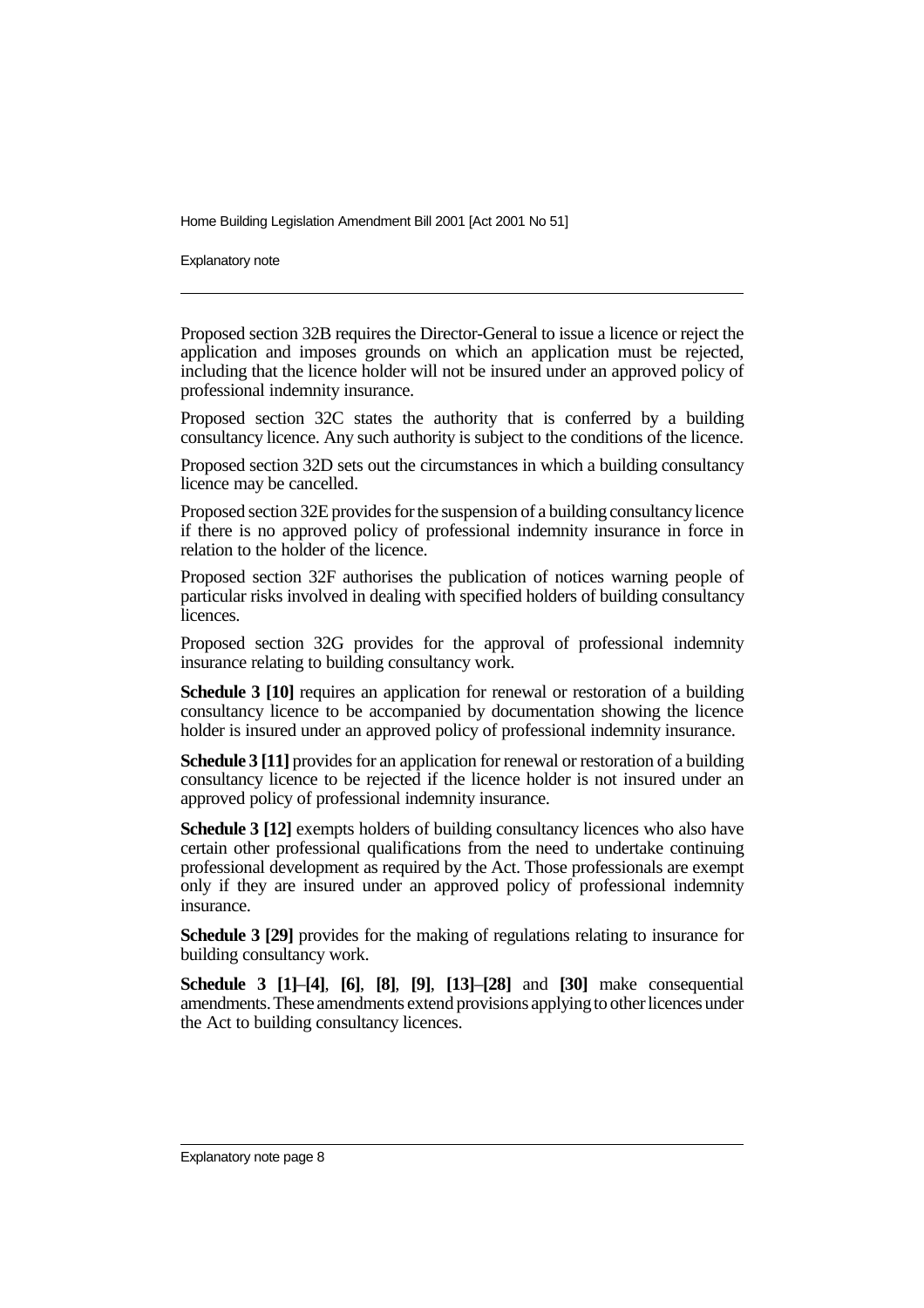Proposed section 32B requires the Director-General to issue a licence or reject the application and imposes grounds on which an application must be rejected, including that the licence holder will not be insured under an approved policy of professional indemnity insurance.

Proposed section 32C states the authority that is conferred by a building consultancy licence. Any such authority is subject to the conditions of the licence.

Proposed section 32D sets out the circumstances in which a building consultancy licence may be cancelled.

Proposed section 32E provides for the suspension of a building consultancy licence if there is no approved policy of professional indemnity insurance in force in relation to the holder of the licence.

Proposed section 32F authorises the publication of notices warning people of particular risks involved in dealing with specified holders of building consultancy licences.

Proposed section 32G provides for the approval of professional indemnity insurance relating to building consultancy work.

**Schedule 3 [10]** requires an application for renewal or restoration of a building consultancy licence to be accompanied by documentation showing the licence holder is insured under an approved policy of professional indemnity insurance.

**Schedule 3 [11]** provides for an application for renewal or restoration of a building consultancy licence to be rejected if the licence holder is not insured under an approved policy of professional indemnity insurance.

**Schedule 3 [12]** exempts holders of building consultancy licences who also have certain other professional qualifications from the need to undertake continuing professional development as required by the Act. Those professionals are exempt only if they are insured under an approved policy of professional indemnity insurance.

**Schedule 3 [29]** provides for the making of regulations relating to insurance for building consultancy work.

**Schedule 3 [1]–[4]**, **[6]**, **[8]**, **[9]**, **[13]–[28]** and **[30]** make consequential amendments. These amendments extend provisions applying to other licences under the Act to building consultancy licences.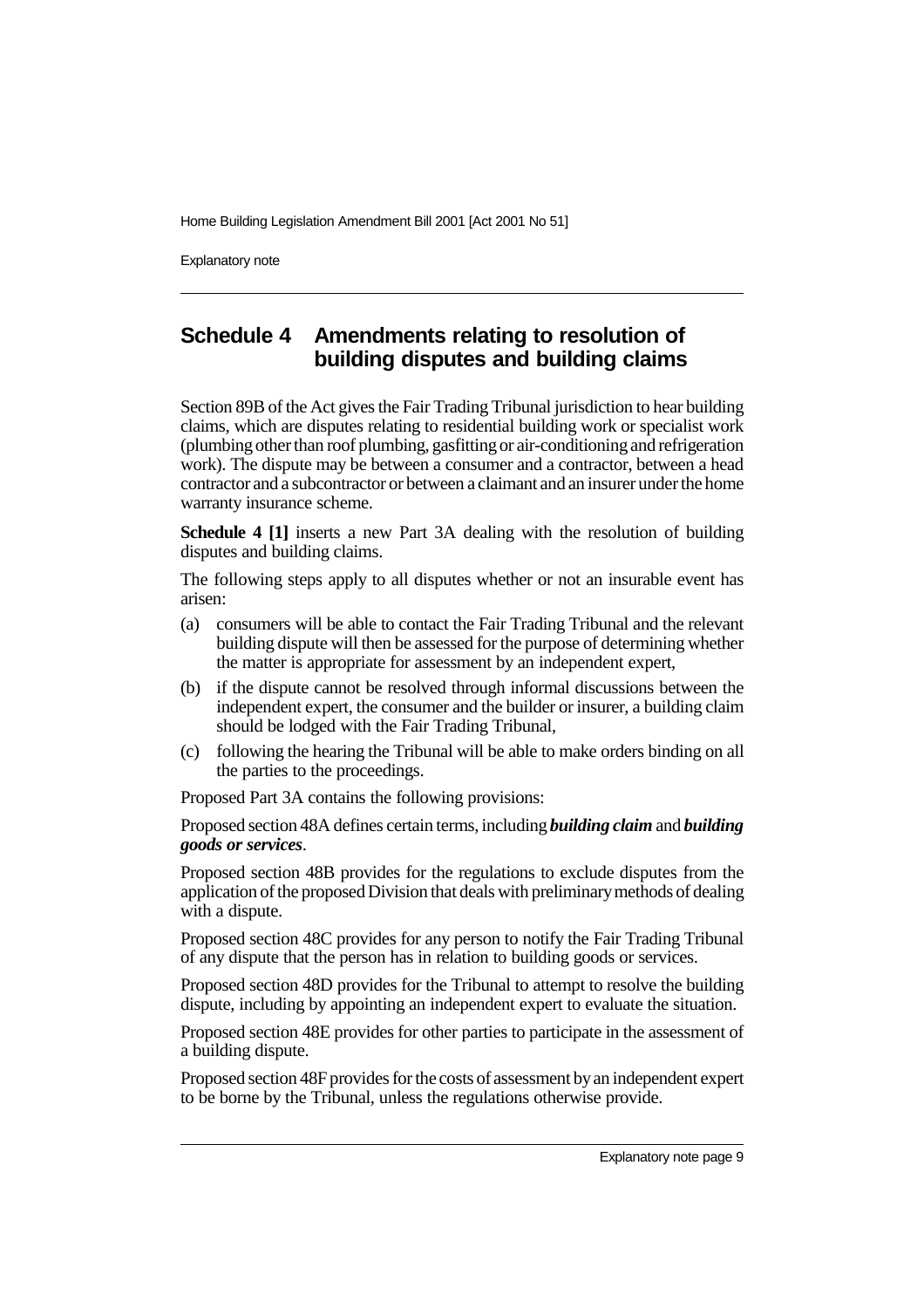## Schedule 4 Amendments relating to resolution of building disputes and building claims

Section 89B of the Act gives the Fair Trading Tribunal jurisdiction to hear building claims, which are disputes relating to residential building work or specialist work (plumbing other than roof plumbing, gasfitting or air-conditioning and refrigeration work). The dispute may be between a consumer and a contractor, between a head contractor and a subcontractor or between a claimant and an insurer under the home warranty insurance scheme.

**Schedule 4 [1]** inserts a new Part 3A dealing with the resolution of building disputes and building claims.

The following steps apply to all disputes whether or not an insurable event has arisen:

(a) consumers will be able to contact the Fair Trading Tribunal and the relevant building dispute will then be assessed for the purpose of determining whether the matter is appropriate for assessment by an independent expert,

(b) if the dispute cannot be resolved through informal discussions between the independent expert, the consumer and the builder or insurer, a building claim should be lodged with the Fair Trading Tribunal,

(c) following the hearing the Tribunal will be able to make orders binding on all the parties to the proceedings.

Proposed Part 3A contains the following provisions:

Proposed section 48A defines certain terms, including ***building claim*** and ***building goods or services***.

Proposed section 48B provides for the regulations to exclude disputes from the application of the proposed Division that deals with preliminary methods of dealing with a dispute.

Proposed section 48C provides for any person to notify the Fair Trading Tribunal of any dispute that the person has in relation to building goods or services.

Proposed section 48D provides for the Tribunal to attempt to resolve the building dispute, including by appointing an independent expert to evaluate the situation.

Proposed section 48E provides for other parties to participate in the assessment of a building dispute.

Proposed section 48F provides for the costs of assessment by an independent expert to be borne by the Tribunal, unless the regulations otherwise provide.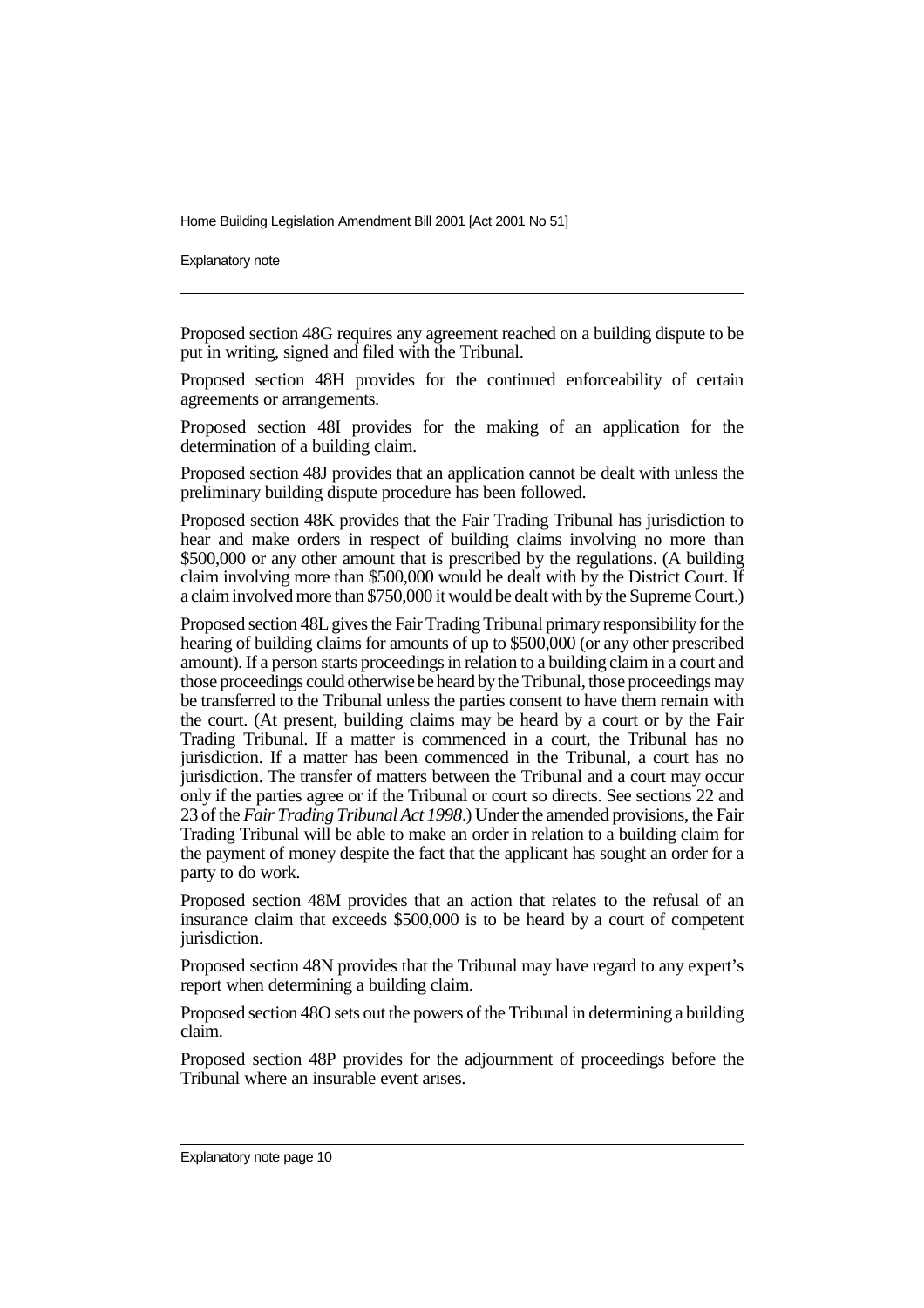Proposed section 48G requires any agreement reached on a building dispute to be put in writing, signed and filed with the Tribunal.

Proposed section 48H provides for the continued enforceability of certain agreements or arrangements.

Proposed section 48I provides for the making of an application for the determination of a building claim.

Proposed section 48J provides that an application cannot be dealt with unless the preliminary building dispute procedure has been followed.

Proposed section 48K provides that the Fair Trading Tribunal has jurisdiction to hear and make orders in respect of building claims involving no more than $500,000 or any other amount that is prescribed by the regulations. (A building claim involving more than $500,000 would be dealt with by the District Court. If a claim involved more than $750,000 it would be dealt with by the Supreme Court.)

Proposed section 48L gives the Fair Trading Tribunal primary responsibility for the hearing of building claims for amounts of up to $500,000 (or any other prescribed amount). If a person starts proceedings in relation to a building claim in a court and those proceedings could otherwise be heard by the Tribunal, those proceedings may be transferred to the Tribunal unless the parties consent to have them remain with the court. (At present, building claims may be heard by a court or by the Fair Trading Tribunal. If a matter is commenced in a court, the Tribunal has no jurisdiction. If a matter has been commenced in the Tribunal, a court has no jurisdiction. The transfer of matters between the Tribunal and a court may occur only if the parties agree or if the Tribunal or court so directs. See sections 22 and 23 of the *Fair Trading Tribunal Act 1998*.) Under the amended provisions, the Fair Trading Tribunal will be able to make an order in relation to a building claim for the payment of money despite the fact that the applicant has sought an order for a party to do work.

Proposed section 48M provides that an action that relates to the refusal of an insurance claim that exceeds $500,000 is to be heard by a court of competent jurisdiction.

Proposed section 48N provides that the Tribunal may have regard to any expert's report when determining a building claim.

Proposed section 48O sets out the powers of the Tribunal in determining a building claim.

Proposed section 48P provides for the adjournment of proceedings before the Tribunal where an insurable event arises.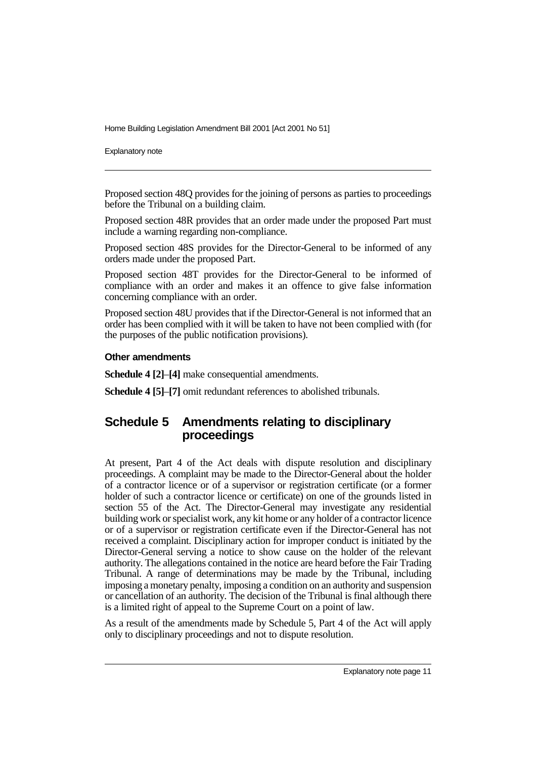Proposed section 48Q provides for the joining of persons as parties to proceedings before the Tribunal on a building claim.

Proposed section 48R provides that an order made under the proposed Part must include a warning regarding non-compliance.

Proposed section 48S provides for the Director-General to be informed of any orders made under the proposed Part.

Proposed section 48T provides for the Director-General to be informed of compliance with an order and makes it an offence to give false information concerning compliance with an order.

Proposed section 48U provides that if the Director-General is not informed that an order has been complied with it will be taken to have not been complied with (for the purposes of the public notification provisions).

#### Other amendments

**Schedule 4 [2]**–**[4]** make consequential amendments.

**Schedule 4 [5]**–**[7]** omit redundant references to abolished tribunals.

## Schedule 5 Amendments relating to disciplinary proceedings

At present, Part 4 of the Act deals with dispute resolution and disciplinary proceedings. A complaint may be made to the Director-General about the holder of a contractor licence or of a supervisor or registration certificate (or a former holder of such a contractor licence or certificate) on one of the grounds listed in section 55 of the Act. The Director-General may investigate any residential building work or specialist work, any kit home or any holder of a contractor licence or of a supervisor or registration certificate even if the Director-General has not received a complaint. Disciplinary action for improper conduct is initiated by the Director-General serving a notice to show cause on the holder of the relevant authority. The allegations contained in the notice are heard before the Fair Trading Tribunal. A range of determinations may be made by the Tribunal, including imposing a monetary penalty, imposing a condition on an authority and suspension or cancellation of an authority. The decision of the Tribunal is final although there is a limited right of appeal to the Supreme Court on a point of law.

As a result of the amendments made by Schedule 5, Part 4 of the Act will apply only to disciplinary proceedings and not to dispute resolution.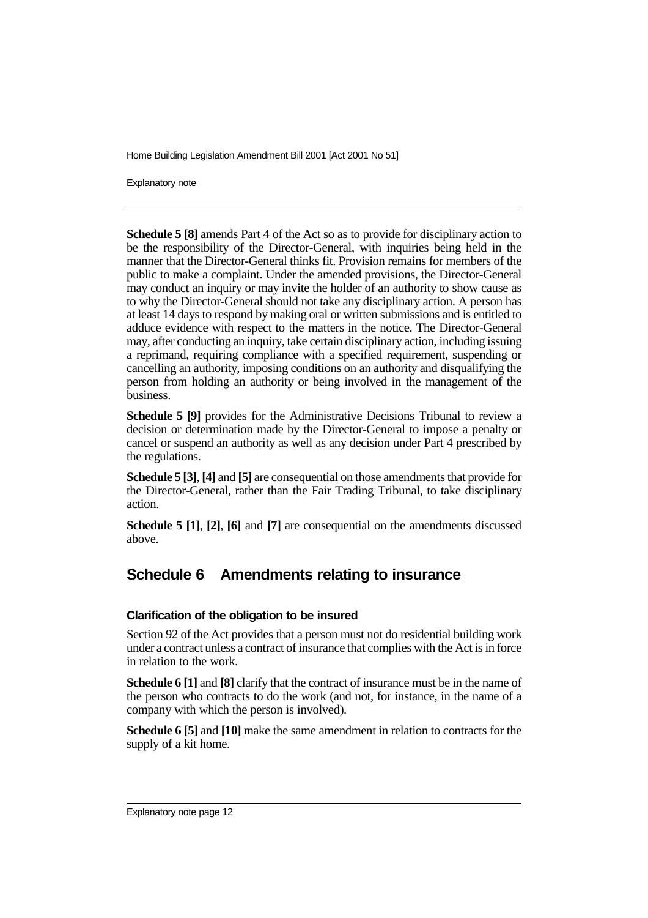**Schedule 5 [8]** amends Part 4 of the Act so as to provide for disciplinary action to be the responsibility of the Director-General, with inquiries being held in the manner that the Director-General thinks fit. Provision remains for members of the public to make a complaint. Under the amended provisions, the Director-General may conduct an inquiry or may invite the holder of an authority to show cause as to why the Director-General should not take any disciplinary action. A person has at least 14 days to respond by making oral or written submissions and is entitled to adduce evidence with respect to the matters in the notice. The Director-General may, after conducting an inquiry, take certain disciplinary action, including issuing a reprimand, requiring compliance with a specified requirement, suspending or cancelling an authority, imposing conditions on an authority and disqualifying the person from holding an authority or being involved in the management of the business.

**Schedule 5 [9]** provides for the Administrative Decisions Tribunal to review a decision or determination made by the Director-General to impose a penalty or cancel or suspend an authority as well as any decision under Part 4 prescribed by the regulations.

**Schedule 5 [3]**, **[4]** and **[5]** are consequential on those amendments that provide for the Director-General, rather than the Fair Trading Tribunal, to take disciplinary action.

**Schedule 5 [1]**, **[2]**, **[6]** and **[7]** are consequential on the amendments discussed above.

## Schedule 6 Amendments relating to insurance

### Clarification of the obligation to be insured

Section 92 of the Act provides that a person must not do residential building work under a contract unless a contract of insurance that complies with the Act is in force in relation to the work.

**Schedule 6 [1]** and **[8]** clarify that the contract of insurance must be in the name of the person who contracts to do the work (and not, for instance, in the name of a company with which the person is involved).

**Schedule 6 [5]** and **[10]** make the same amendment in relation to contracts for the supply of a kit home.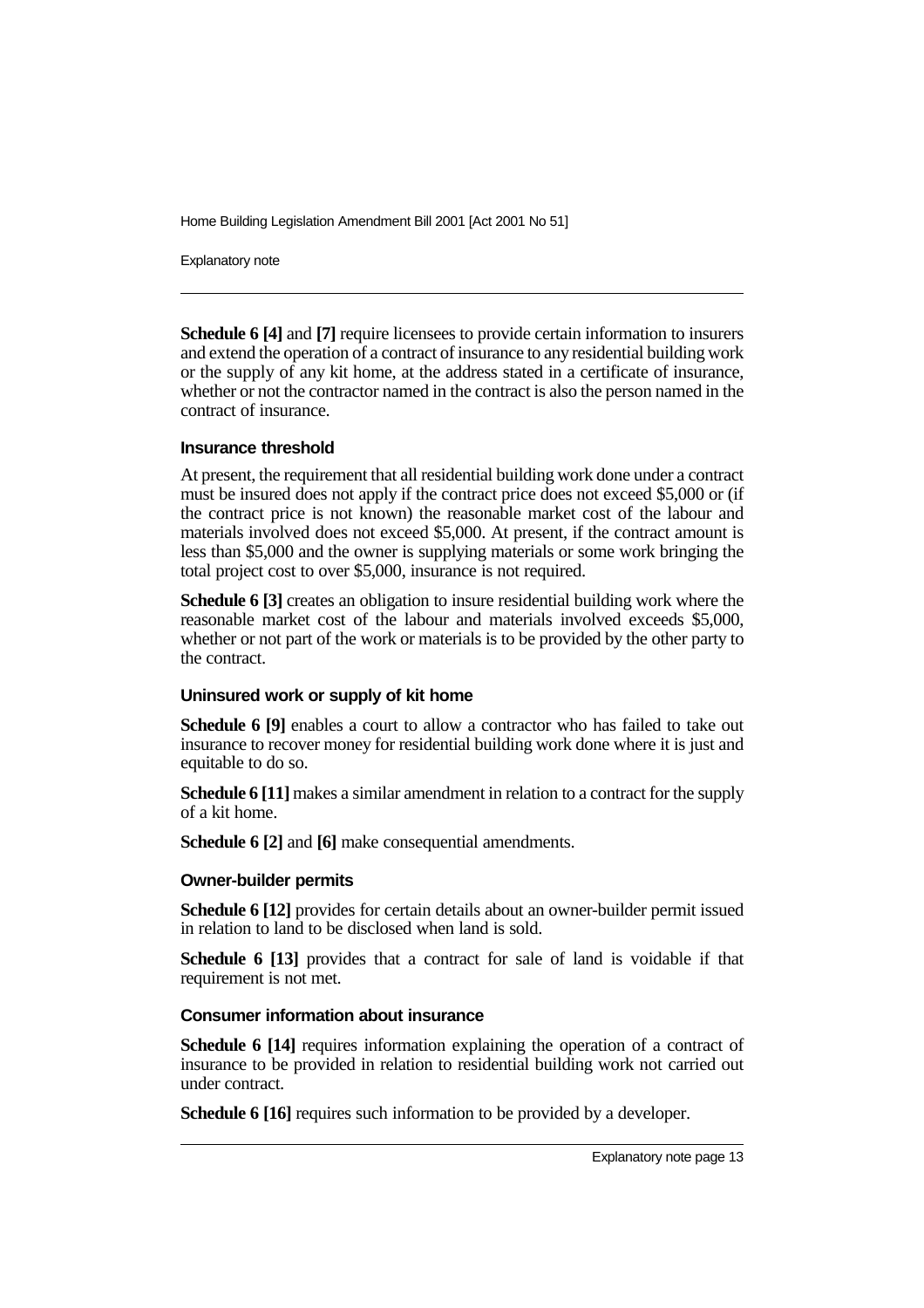**Schedule 6 [4]** and **[7]** require licensees to provide certain information to insurers and extend the operation of a contract of insurance to any residential building work or the supply of any kit home, at the address stated in a certificate of insurance, whether or not the contractor named in the contract is also the person named in the contract of insurance.

### Insurance threshold

At present, the requirement that all residential building work done under a contract must be insured does not apply if the contract price does not exceed $5,000 or (if the contract price is not known) the reasonable market cost of the labour and materials involved does not exceed $5,000. At present, if the contract amount is less than $5,000 and the owner is supplying materials or some work bringing the total project cost to over $5,000, insurance is not required.

**Schedule 6 [3]** creates an obligation to insure residential building work where the reasonable market cost of the labour and materials involved exceeds $5,000, whether or not part of the work or materials is to be provided by the other party to the contract.

### Uninsured work or supply of kit home

**Schedule 6 [9]** enables a court to allow a contractor who has failed to take out insurance to recover money for residential building work done where it is just and equitable to do so.

**Schedule 6 [11]** makes a similar amendment in relation to a contract for the supply of a kit home.

**Schedule 6 [2]** and **[6]** make consequential amendments.

### Owner-builder permits

**Schedule 6 [12]** provides for certain details about an owner-builder permit issued in relation to land to be disclosed when land is sold.

**Schedule 6 [13]** provides that a contract for sale of land is voidable if that requirement is not met.

### Consumer information about insurance

**Schedule 6 [14]** requires information explaining the operation of a contract of insurance to be provided in relation to residential building work not carried out under contract.

**Schedule 6 [16]** requires such information to be provided by a developer.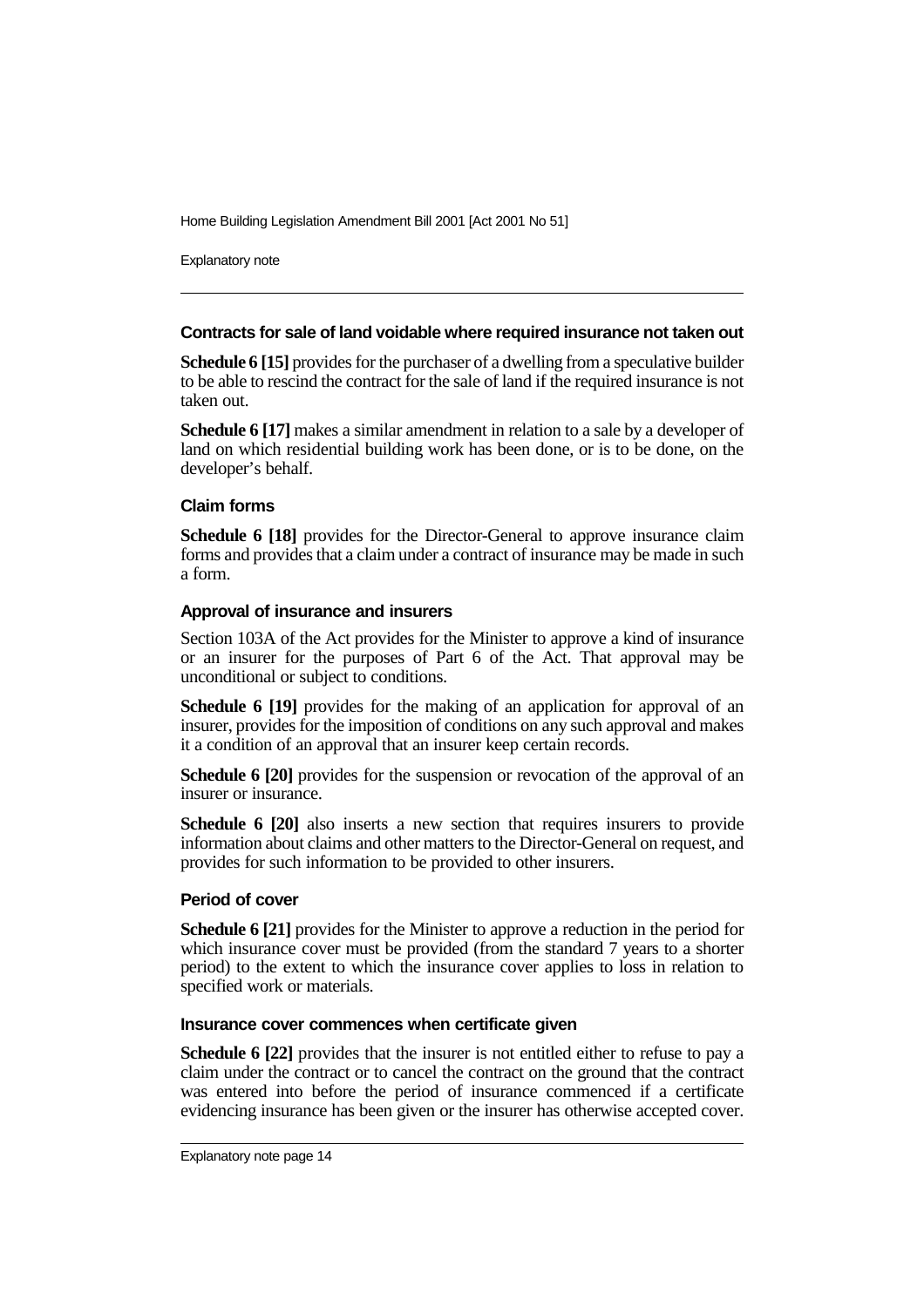#### Contracts for sale of land voidable where required insurance not taken out

**Schedule 6 [15]** provides for the purchaser of a dwelling from a speculative builder to be able to rescind the contract for the sale of land if the required insurance is not taken out.

**Schedule 6 [17]** makes a similar amendment in relation to a sale by a developer of land on which residential building work has been done, or is to be done, on the developer's behalf.

#### Claim forms

**Schedule 6 [18]** provides for the Director-General to approve insurance claim forms and provides that a claim under a contract of insurance may be made in such a form.

#### Approval of insurance and insurers

Section 103A of the Act provides for the Minister to approve a kind of insurance or an insurer for the purposes of Part 6 of the Act. That approval may be unconditional or subject to conditions.

**Schedule 6 [19]** provides for the making of an application for approval of an insurer, provides for the imposition of conditions on any such approval and makes it a condition of an approval that an insurer keep certain records.

**Schedule 6 [20]** provides for the suspension or revocation of the approval of an insurer or insurance.

**Schedule 6 [20]** also inserts a new section that requires insurers to provide information about claims and other matters to the Director-General on request, and provides for such information to be provided to other insurers.

#### Period of cover

**Schedule 6 [21]** provides for the Minister to approve a reduction in the period for which insurance cover must be provided (from the standard 7 years to a shorter period) to the extent to which the insurance cover applies to loss in relation to specified work or materials.

#### Insurance cover commences when certificate given

**Schedule 6 [22]** provides that the insurer is not entitled either to refuse to pay a claim under the contract or to cancel the contract on the ground that the contract was entered into before the period of insurance commenced if a certificate evidencing insurance has been given or the insurer has otherwise accepted cover.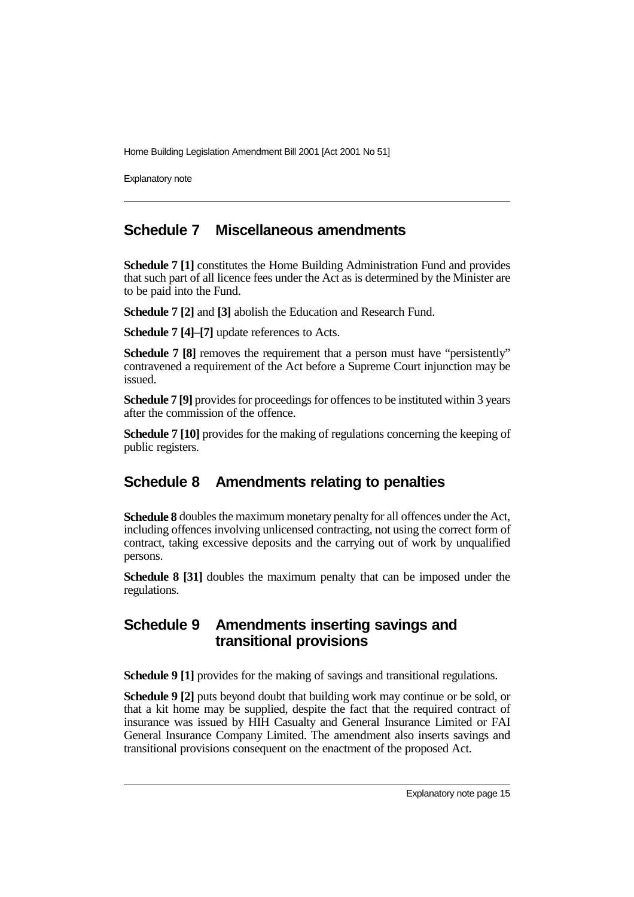## Schedule 7 Miscellaneous amendments

**Schedule 7 [1]** constitutes the Home Building Administration Fund and provides that such part of all licence fees under the Act as is determined by the Minister are to be paid into the Fund.

**Schedule 7 [2]** and **[3]** abolish the Education and Research Fund.

**Schedule 7 [4]**–**[7]** update references to Acts.

**Schedule 7 [8]** removes the requirement that a person must have "persistently" contravened a requirement of the Act before a Supreme Court injunction may be issued.

**Schedule 7 [9]** provides for proceedings for offences to be instituted within 3 years after the commission of the offence.

**Schedule 7 [10]** provides for the making of regulations concerning the keeping of public registers.

## Schedule 8 Amendments relating to penalties

**Schedule 8** doubles the maximum monetary penalty for all offences under the Act, including offences involving unlicensed contracting, not using the correct form of contract, taking excessive deposits and the carrying out of work by unqualified persons.

**Schedule 8 [31]** doubles the maximum penalty that can be imposed under the regulations.

## Schedule 9 Amendments inserting savings and transitional provisions

**Schedule 9 [1]** provides for the making of savings and transitional regulations.

**Schedule 9 [2]** puts beyond doubt that building work may continue or be sold, or that a kit home may be supplied, despite the fact that the required contract of insurance was issued by HIH Casualty and General Insurance Limited or FAI General Insurance Company Limited. The amendment also inserts savings and transitional provisions consequent on the enactment of the proposed Act.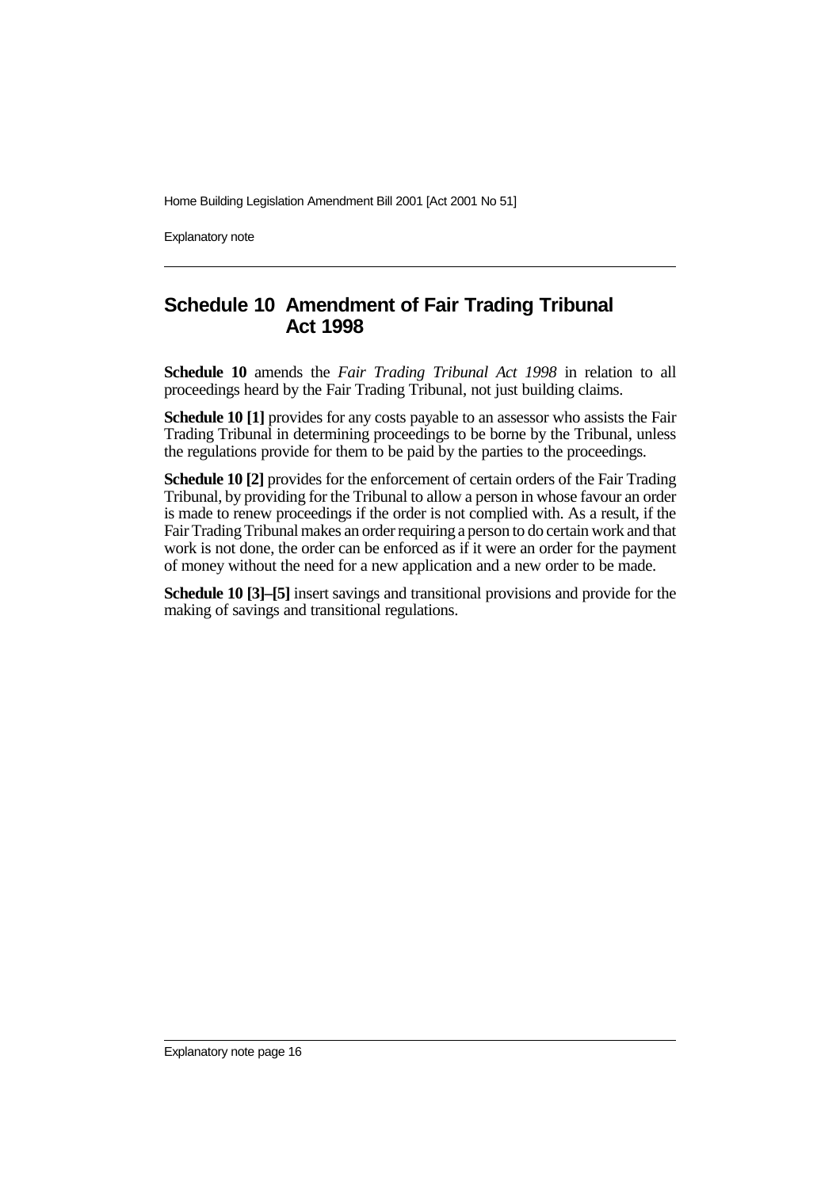## Schedule 10 Amendment of Fair Trading Tribunal Act 1998

**Schedule 10** amends the *Fair Trading Tribunal Act 1998* in relation to all proceedings heard by the Fair Trading Tribunal, not just building claims.

**Schedule 10 [1]** provides for any costs payable to an assessor who assists the Fair Trading Tribunal in determining proceedings to be borne by the Tribunal, unless the regulations provide for them to be paid by the parties to the proceedings.

**Schedule 10 [2]** provides for the enforcement of certain orders of the Fair Trading Tribunal, by providing for the Tribunal to allow a person in whose favour an order is made to renew proceedings if the order is not complied with. As a result, if the Fair Trading Tribunal makes an order requiring a person to do certain work and that work is not done, the order can be enforced as if it were an order for the payment of money without the need for a new application and a new order to be made.

**Schedule 10 [3]–[5]** insert savings and transitional provisions and provide for the making of savings and transitional regulations.